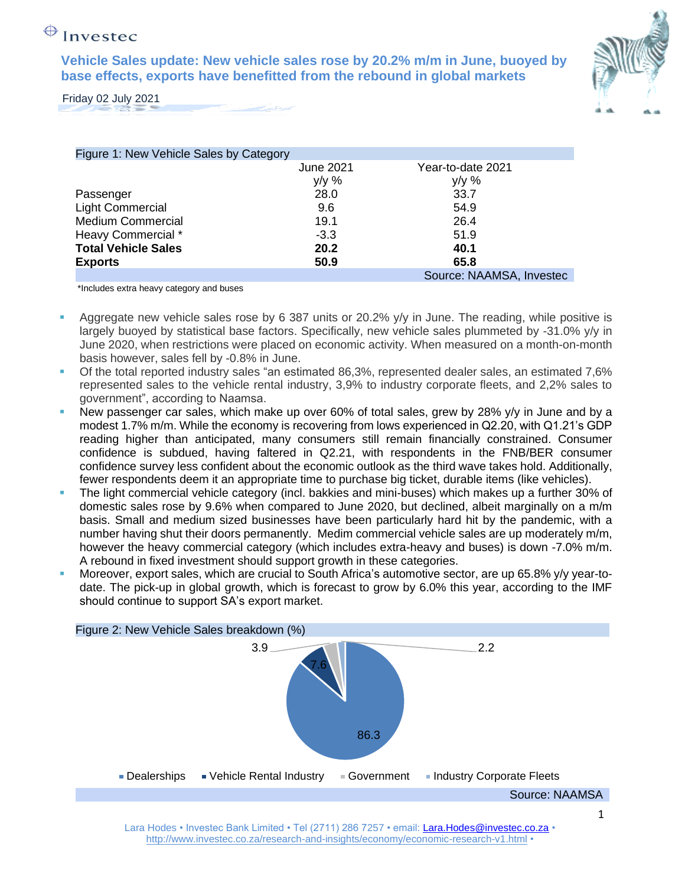Investec

# Vehicle Sales update: New vehicle sales rose by 20.2% m/m in June, buoyed by base effects, exports have benefitted from the rebound in global markets

Friday 02 July 2021

Figure 1: New Vehicle Sales by Category

| | June 2021 y/y % | Year-to-date 2021 y/y % |
|---|---|---|
| Passenger | 28.0 | 33.7 |
| Light Commercial | 9.6 | 54.9 |
| Medium Commercial | 19.1 | 26.4 |
| Heavy Commercial * | -3.3 | 51.9 |
| **Total Vehicle Sales** | **20.2** | **40.1** |
| **Exports** | **50.9** | **65.8** |

Source: NAAMSA, Investec

*Includes extra heavy category and buses

- Aggregate new vehicle sales rose by 6 387 units or 20.2% y/y in June. The reading, while positive is largely buoyed by statistical base factors. Specifically, new vehicle sales plummeted by -31.0% y/y in June 2020, when restrictions were placed on economic activity. When measured on a month-on-month basis however, sales fell by -0.8% in June.
- Of the total reported industry sales "an estimated 86,3%, represented dealer sales, an estimated 7,6% represented sales to the vehicle rental industry, 3,9% to industry corporate fleets, and 2,2% sales to government", according to Naamsa.
- New passenger car sales, which make up over 60% of total sales, grew by 28% y/y in June and by a modest 1.7% m/m. While the economy is recovering from lows experienced in Q2.20, with Q1.21's GDP reading higher than anticipated, many consumers still remain financially constrained. Consumer confidence is subdued, having faltered in Q2.21, with respondents in the FNB/BER consumer confidence survey less confident about the economic outlook as the third wave takes hold. Additionally, fewer respondents deem it an appropriate time to purchase big ticket, durable items (like vehicles).
- The light commercial vehicle category (incl. bakkies and mini-buses) which makes up a further 30% of domestic sales rose by 9.6% when compared to June 2020, but declined, albeit marginally on a m/m basis. Small and medium sized businesses have been particularly hard hit by the pandemic, with a number having shut their doors permanently. Medim commercial vehicle sales are up moderately m/m, however the heavy commercial category (which includes extra-heavy and buses) is down -7.0% m/m. A rebound in fixed investment should support growth in these categories.
- Moreover, export sales, which are crucial to South Africa's automotive sector, are up 65.8% y/y year-to-date. The pick-up in global growth, which is forecast to grow by 6.0% this year, according to the IMF should continue to support SA's export market.

Figure 2: New Vehicle Sales breakdown (%)

| Category | % |
|---|---|
| Dealerships | 86.3 |
| Vehicle Rental Industry | 7.6 |
| Government | 3.9 |
| Industry Corporate Fleets | 2.2 |

Source: NAAMSA

Lara Hodes • Investec Bank Limited • Tel (2711) 286 7257 • email: Lara.Hodes@investec.co.za • http://www.investec.co.za/research-and-insights/economy/economic-research-v1.html •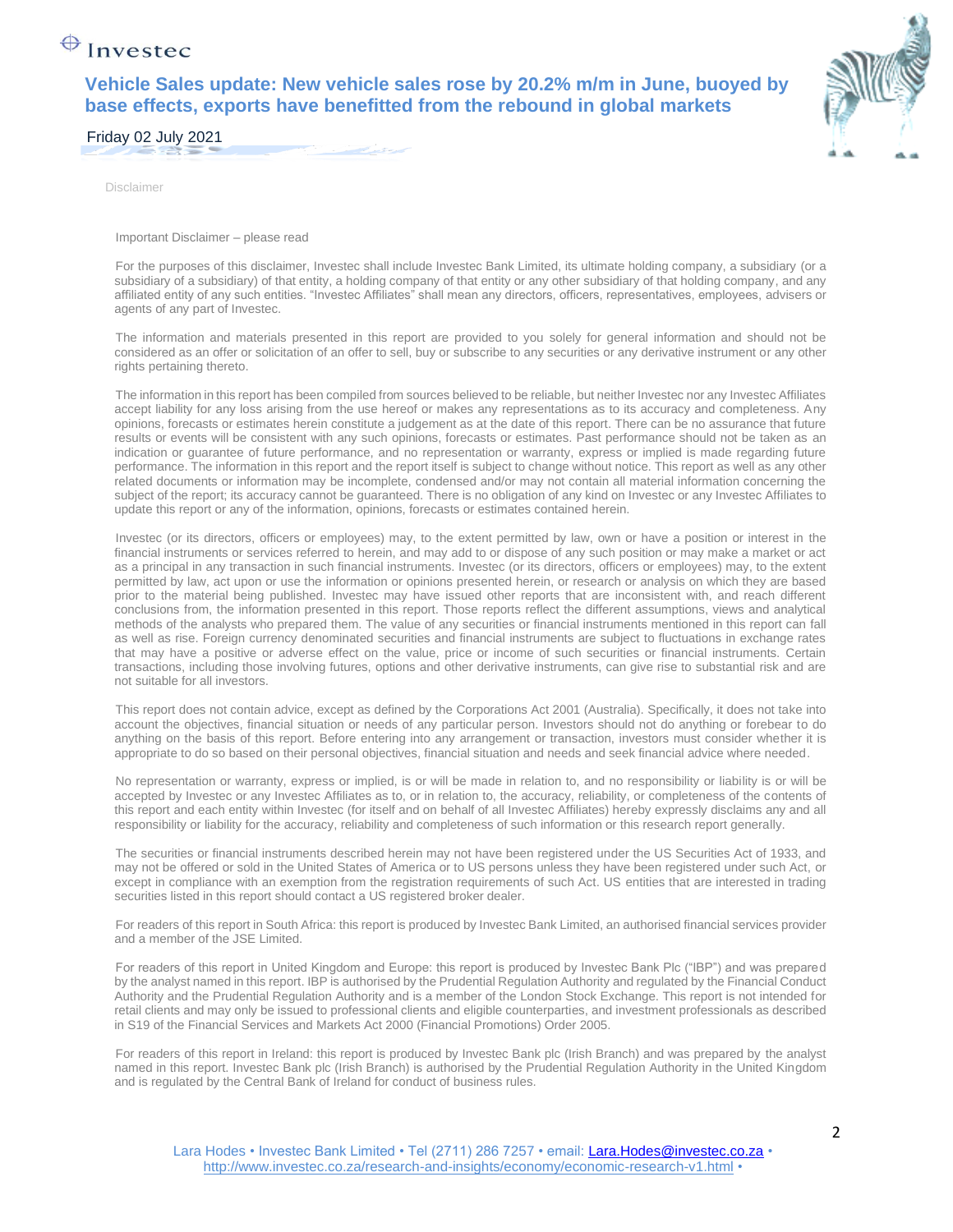Disclaimer

Important Disclaimer – please read

For the purposes of this disclaimer, Investec shall include Investec Bank Limited, its ultimate holding company, a subsidiary (or a subsidiary of a subsidiary) of that entity, a holding company of that entity or any other subsidiary of that holding company, and any affiliated entity of any such entities. "Investec Affiliates" shall mean any directors, officers, representatives, employees, advisers or agents of any part of Investec.

The information and materials presented in this report are provided to you solely for general information and should not be considered as an offer or solicitation of an offer to sell, buy or subscribe to any securities or any derivative instrument or any other rights pertaining thereto.

The information in this report has been compiled from sources believed to be reliable, but neither Investec nor any Investec Affiliates accept liability for any loss arising from the use hereof or makes any representations as to its accuracy and completeness. Any opinions, forecasts or estimates herein constitute a judgement as at the date of this report. There can be no assurance that future results or events will be consistent with any such opinions, forecasts or estimates. Past performance should not be taken as an indication or guarantee of future performance, and no representation or warranty, express or implied is made regarding future performance. The information in this report and the report itself is subject to change without notice. This report as well as any other related documents or information may be incomplete, condensed and/or may not contain all material information concerning the subject of the report; its accuracy cannot be guaranteed. There is no obligation of any kind on Investec or any Investec Affiliates to update this report or any of the information, opinions, forecasts or estimates contained herein.

Investec (or its directors, officers or employees) may, to the extent permitted by law, own or have a position or interest in the financial instruments or services referred to herein, and may add to or dispose of any such position or may make a market or act as a principal in any transaction in such financial instruments. Investec (or its directors, officers or employees) may, to the extent permitted by law, act upon or use the information or opinions presented herein, or research or analysis on which they are based prior to the material being published. Investec may have issued other reports that are inconsistent with, and reach different conclusions from, the information presented in this report. Those reports reflect the different assumptions, views and analytical methods of the analysts who prepared them. The value of any securities or financial instruments mentioned in this report can fall as well as rise. Foreign currency denominated securities and financial instruments are subject to fluctuations in exchange rates that may have a positive or adverse effect on the value, price or income of such securities or financial instruments. Certain transactions, including those involving futures, options and other derivative instruments, can give rise to substantial risk and are not suitable for all investors.

This report does not contain advice, except as defined by the Corporations Act 2001 (Australia). Specifically, it does not take into account the objectives, financial situation or needs of any particular person. Investors should not do anything or forebear to do anything on the basis of this report. Before entering into any arrangement or transaction, investors must consider whether it is appropriate to do so based on their personal objectives, financial situation and needs and seek financial advice where needed.

No representation or warranty, express or implied, is or will be made in relation to, and no responsibility or liability is or will be accepted by Investec or any Investec Affiliates as to, or in relation to, the accuracy, reliability, or completeness of the contents of this report and each entity within Investec (for itself and on behalf of all Investec Affiliates) hereby expressly disclaims any and all responsibility or liability for the accuracy, reliability and completeness of such information or this research report generally.

The securities or financial instruments described herein may not have been registered under the US Securities Act of 1933, and may not be offered or sold in the United States of America or to US persons unless they have been registered under such Act, or except in compliance with an exemption from the registration requirements of such Act. US entities that are interested in trading securities listed in this report should contact a US registered broker dealer.

For readers of this report in South Africa: this report is produced by Investec Bank Limited, an authorised financial services provider and a member of the JSE Limited.

For readers of this report in United Kingdom and Europe: this report is produced by Investec Bank Plc ("IBP") and was prepared by the analyst named in this report. IBP is authorised by the Prudential Regulation Authority and regulated by the Financial Conduct Authority and the Prudential Regulation Authority and is a member of the London Stock Exchange. This report is not intended for retail clients and may only be issued to professional clients and eligible counterparties, and investment professionals as described in S19 of the Financial Services and Markets Act 2000 (Financial Promotions) Order 2005.

For readers of this report in Ireland: this report is produced by Investec Bank plc (Irish Branch) and was prepared by the analyst named in this report. Investec Bank plc (Irish Branch) is authorised by the Prudential Regulation Authority in the United Kingdom and is regulated by the Central Bank of Ireland for conduct of business rules.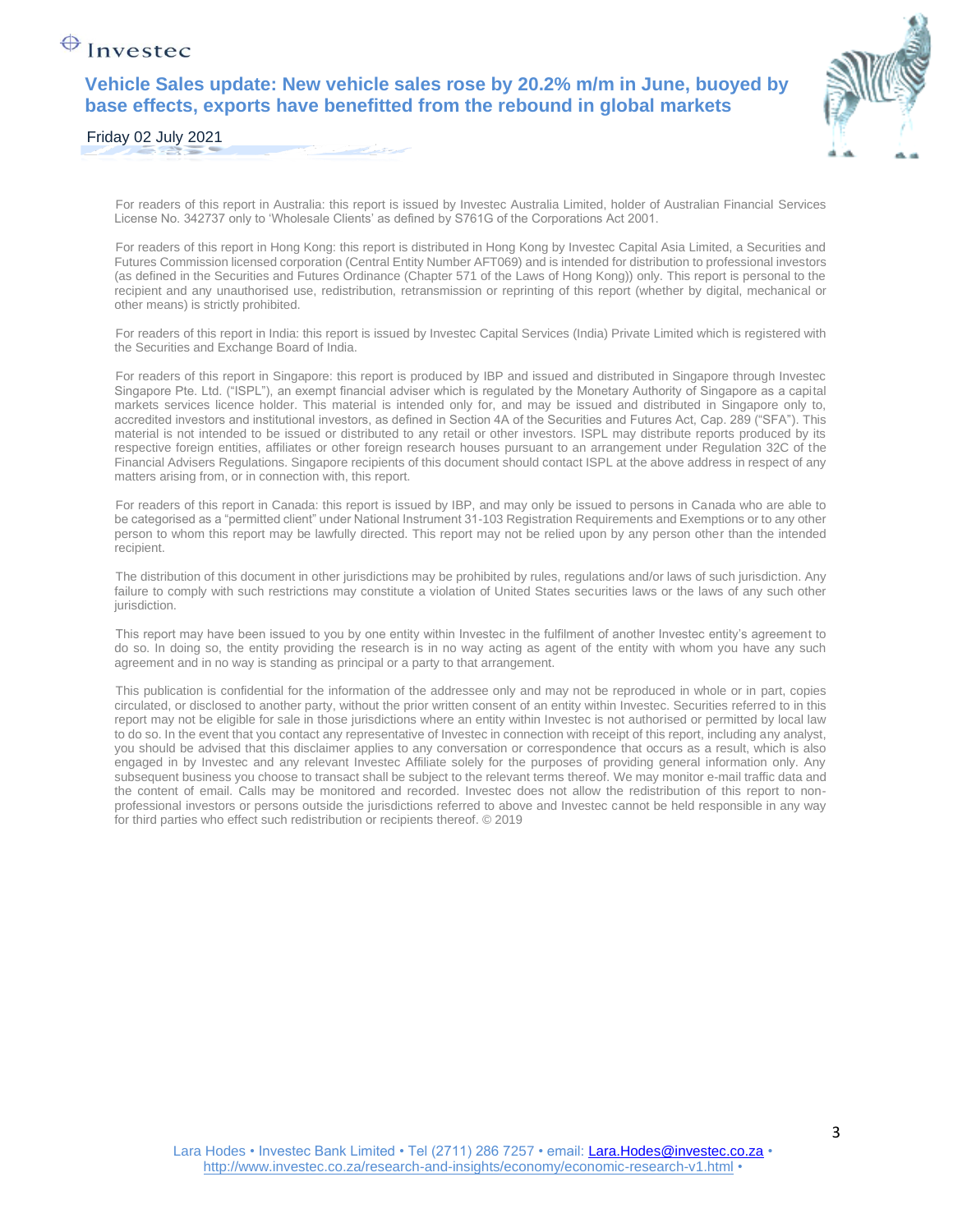For readers of this report in Australia: this report is issued by Investec Australia Limited, holder of Australian Financial Services License No. 342737 only to 'Wholesale Clients' as defined by S761G of the Corporations Act 2001.

For readers of this report in Hong Kong: this report is distributed in Hong Kong by Investec Capital Asia Limited, a Securities and Futures Commission licensed corporation (Central Entity Number AFT069) and is intended for distribution to professional investors (as defined in the Securities and Futures Ordinance (Chapter 571 of the Laws of Hong Kong)) only. This report is personal to the recipient and any unauthorised use, redistribution, retransmission or reprinting of this report (whether by digital, mechanical or other means) is strictly prohibited.

For readers of this report in India: this report is issued by Investec Capital Services (India) Private Limited which is registered with the Securities and Exchange Board of India.

For readers of this report in Singapore: this report is produced by IBP and issued and distributed in Singapore through Investec Singapore Pte. Ltd. ("ISPL"), an exempt financial adviser which is regulated by the Monetary Authority of Singapore as a capital markets services licence holder. This material is intended only for, and may be issued and distributed in Singapore only to, accredited investors and institutional investors, as defined in Section 4A of the Securities and Futures Act, Cap. 289 ("SFA"). This material is not intended to be issued or distributed to any retail or other investors. ISPL may distribute reports produced by its respective foreign entities, affiliates or other foreign research houses pursuant to an arrangement under Regulation 32C of the Financial Advisers Regulations. Singapore recipients of this document should contact ISPL at the above address in respect of any matters arising from, or in connection with, this report.

For readers of this report in Canada: this report is issued by IBP, and may only be issued to persons in Canada who are able to be categorised as a "permitted client" under National Instrument 31-103 Registration Requirements and Exemptions or to any other person to whom this report may be lawfully directed. This report may not be relied upon by any person other than the intended recipient.

The distribution of this document in other jurisdictions may be prohibited by rules, regulations and/or laws of such jurisdiction. Any failure to comply with such restrictions may constitute a violation of United States securities laws or the laws of any such other jurisdiction.

This report may have been issued to you by one entity within Investec in the fulfilment of another Investec entity's agreement to do so. In doing so, the entity providing the research is in no way acting as agent of the entity with whom you have any such agreement and in no way is standing as principal or a party to that arrangement.

This publication is confidential for the information of the addressee only and may not be reproduced in whole or in part, copies circulated, or disclosed to another party, without the prior written consent of an entity within Investec. Securities referred to in this report may not be eligible for sale in those jurisdictions where an entity within Investec is not authorised or permitted by local law to do so. In the event that you contact any representative of Investec in connection with receipt of this report, including any analyst, you should be advised that this disclaimer applies to any conversation or correspondence that occurs as a result, which is also engaged in by Investec and any relevant Investec Affiliate solely for the purposes of providing general information only. Any subsequent business you choose to transact shall be subject to the relevant terms thereof. We may monitor e-mail traffic data and the content of email. Calls may be monitored and recorded. Investec does not allow the redistribution of this report to non-professional investors or persons outside the jurisdictions referred to above and Investec cannot be held responsible in any way for third parties who effect such redistribution or recipients thereof. © 2019